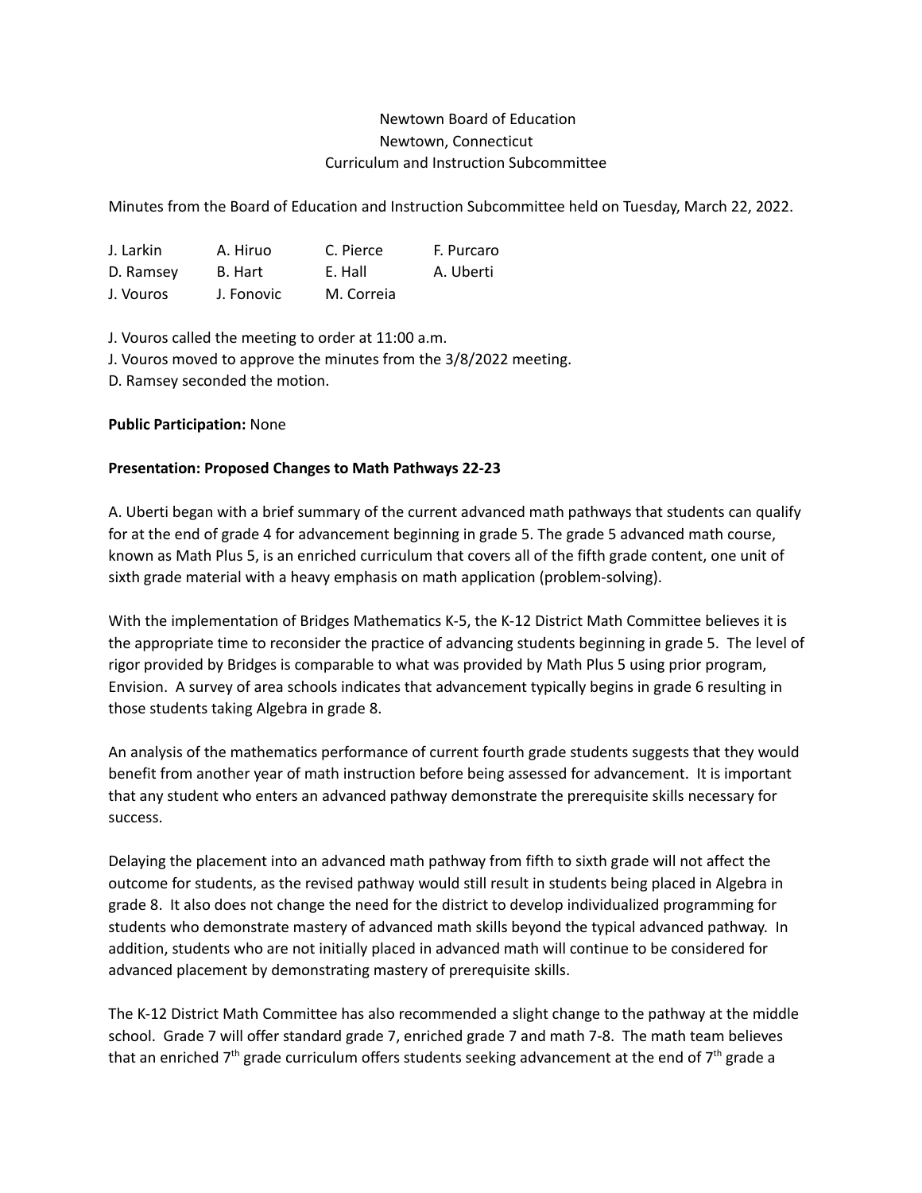Newtown Board of Education
Newtown, Connecticut
Curriculum and Instruction Subcommittee

Minutes from the Board of Education and Instruction Subcommittee held on Tuesday, March 22, 2022.

| J. Larkin | A. Hiruo | C. Pierce | F. Purcaro |
|---|---|---|---|
| D. Ramsey | B. Hart | E. Hall | A. Uberti |
| J. Vouros | J. Fonovic | M. Correia | |

J. Vouros called the meeting to order at 11:00 a.m.
J. Vouros moved to approve the minutes from the 3/8/2022 meeting.
D. Ramsey seconded the motion.

**Public Participation:** None

**Presentation: Proposed Changes to Math Pathways 22-23**

A. Uberti began with a brief summary of the current advanced math pathways that students can qualify for at the end of grade 4 for advancement beginning in grade 5. The grade 5 advanced math course, known as Math Plus 5, is an enriched curriculum that covers all of the fifth grade content, one unit of sixth grade material with a heavy emphasis on math application (problem-solving).

With the implementation of Bridges Mathematics K-5, the K-12 District Math Committee believes it is the appropriate time to reconsider the practice of advancing students beginning in grade 5. The level of rigor provided by Bridges is comparable to what was provided by Math Plus 5 using prior program, Envision. A survey of area schools indicates that advancement typically begins in grade 6 resulting in those students taking Algebra in grade 8.

An analysis of the mathematics performance of current fourth grade students suggests that they would benefit from another year of math instruction before being assessed for advancement. It is important that any student who enters an advanced pathway demonstrate the prerequisite skills necessary for success.

Delaying the placement into an advanced math pathway from fifth to sixth grade will not affect the outcome for students, as the revised pathway would still result in students being placed in Algebra in grade 8. It also does not change the need for the district to develop individualized programming for students who demonstrate mastery of advanced math skills beyond the typical advanced pathway. In addition, students who are not initially placed in advanced math will continue to be considered for advanced placement by demonstrating mastery of prerequisite skills.

The K-12 District Math Committee has also recommended a slight change to the pathway at the middle school. Grade 7 will offer standard grade 7, enriched grade 7 and math 7-8. The math team believes that an enriched 7th grade curriculum offers students seeking advancement at the end of 7th grade a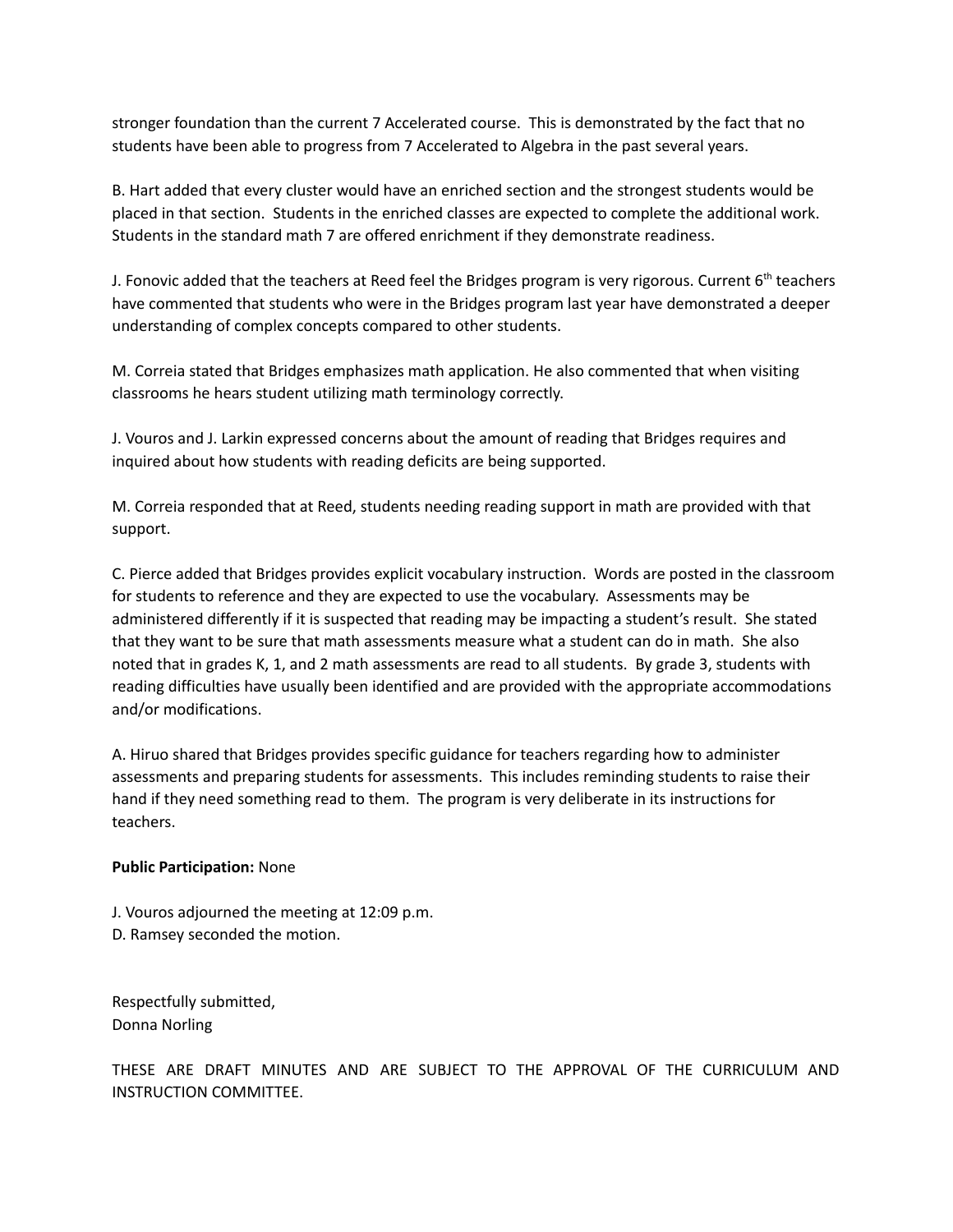stronger foundation than the current 7 Accelerated course. This is demonstrated by the fact that no students have been able to progress from 7 Accelerated to Algebra in the past several years.

B. Hart added that every cluster would have an enriched section and the strongest students would be placed in that section. Students in the enriched classes are expected to complete the additional work. Students in the standard math 7 are offered enrichment if they demonstrate readiness.

J. Fonovic added that the teachers at Reed feel the Bridges program is very rigorous. Current 6th teachers have commented that students who were in the Bridges program last year have demonstrated a deeper understanding of complex concepts compared to other students.

M. Correia stated that Bridges emphasizes math application. He also commented that when visiting classrooms he hears student utilizing math terminology correctly.

J. Vouros and J. Larkin expressed concerns about the amount of reading that Bridges requires and inquired about how students with reading deficits are being supported.

M. Correia responded that at Reed, students needing reading support in math are provided with that support.

C. Pierce added that Bridges provides explicit vocabulary instruction. Words are posted in the classroom for students to reference and they are expected to use the vocabulary. Assessments may be administered differently if it is suspected that reading may be impacting a student's result. She stated that they want to be sure that math assessments measure what a student can do in math. She also noted that in grades K, 1, and 2 math assessments are read to all students. By grade 3, students with reading difficulties have usually been identified and are provided with the appropriate accommodations and/or modifications.

A. Hiruo shared that Bridges provides specific guidance for teachers regarding how to administer assessments and preparing students for assessments. This includes reminding students to raise their hand if they need something read to them. The program is very deliberate in its instructions for teachers.

**Public Participation:** None

J. Vouros adjourned the meeting at 12:09 p.m.  
D. Ramsey seconded the motion.

Respectfully submitted,  
Donna Norling

THESE ARE DRAFT MINUTES AND ARE SUBJECT TO THE APPROVAL OF THE CURRICULUM AND INSTRUCTION COMMITTEE.